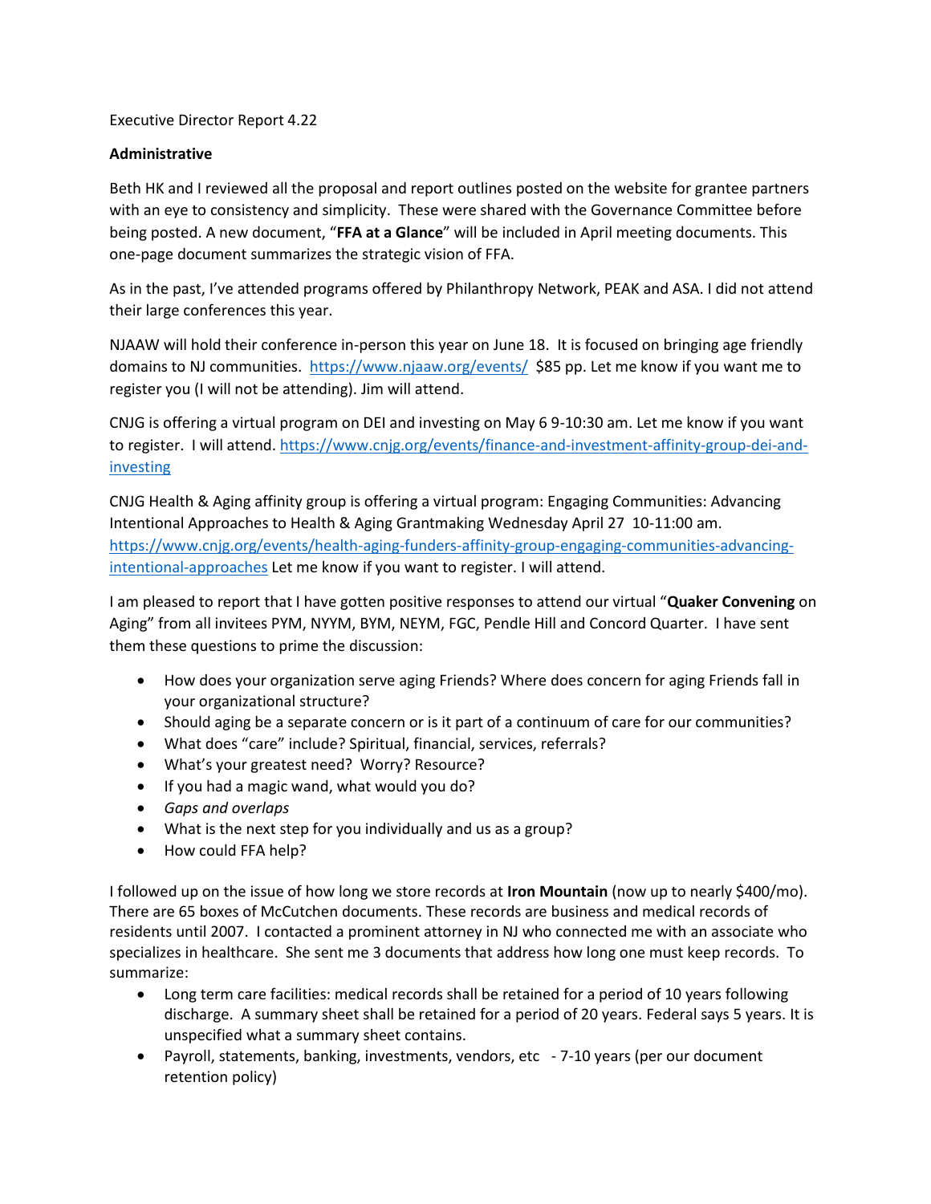Executive Director Report 4.22

**Administrative**

Beth HK and I reviewed all the proposal and report outlines posted on the website for grantee partners with an eye to consistency and simplicity. These were shared with the Governance Committee before being posted. A new document, "**FFA at a Glance**" will be included in April meeting documents. This one-page document summarizes the strategic vision of FFA.

As in the past, I've attended programs offered by Philanthropy Network, PEAK and ASA. I did not attend their large conferences this year.

NJAAW will hold their conference in-person this year on June 18. It is focused on bringing age friendly domains to NJ communities. https://www.njaaw.org/events/ $85 pp. Let me know if you want me to register you (I will not be attending). Jim will attend.

CNJG is offering a virtual program on DEI and investing on May 6 9-10:30 am. Let me know if you want to register. I will attend. https://www.cnjg.org/events/finance-and-investment-affinity-group-dei-and-investing

CNJG Health & Aging affinity group is offering a virtual program: Engaging Communities: Advancing Intentional Approaches to Health & Aging Grantmaking Wednesday April 27 10-11:00 am. https://www.cnjg.org/events/health-aging-funders-affinity-group-engaging-communities-advancing-intentional-approaches Let me know if you want to register. I will attend.

I am pleased to report that I have gotten positive responses to attend our virtual "**Quaker Convening** on Aging" from all invitees PYM, NYYM, BYM, NEYM, FGC, Pendle Hill and Concord Quarter. I have sent them these questions to prime the discussion:

- How does your organization serve aging Friends? Where does concern for aging Friends fall in your organizational structure?
- Should aging be a separate concern or is it part of a continuum of care for our communities?
- What does "care" include? Spiritual, financial, services, referrals?
- What's your greatest need? Worry? Resource?
- If you had a magic wand, what would you do?
- *Gaps and overlaps*
- What is the next step for you individually and us as a group?
- How could FFA help?

I followed up on the issue of how long we store records at **Iron Mountain** (now up to nearly $400/mo). There are 65 boxes of McCutchen documents. These records are business and medical records of residents until 2007. I contacted a prominent attorney in NJ who connected me with an associate who specializes in healthcare. She sent me 3 documents that address how long one must keep records. To summarize:

- Long term care facilities: medical records shall be retained for a period of 10 years following discharge. A summary sheet shall be retained for a period of 20 years. Federal says 5 years. It is unspecified what a summary sheet contains.
- Payroll, statements, banking, investments, vendors, etc - 7-10 years (per our document retention policy)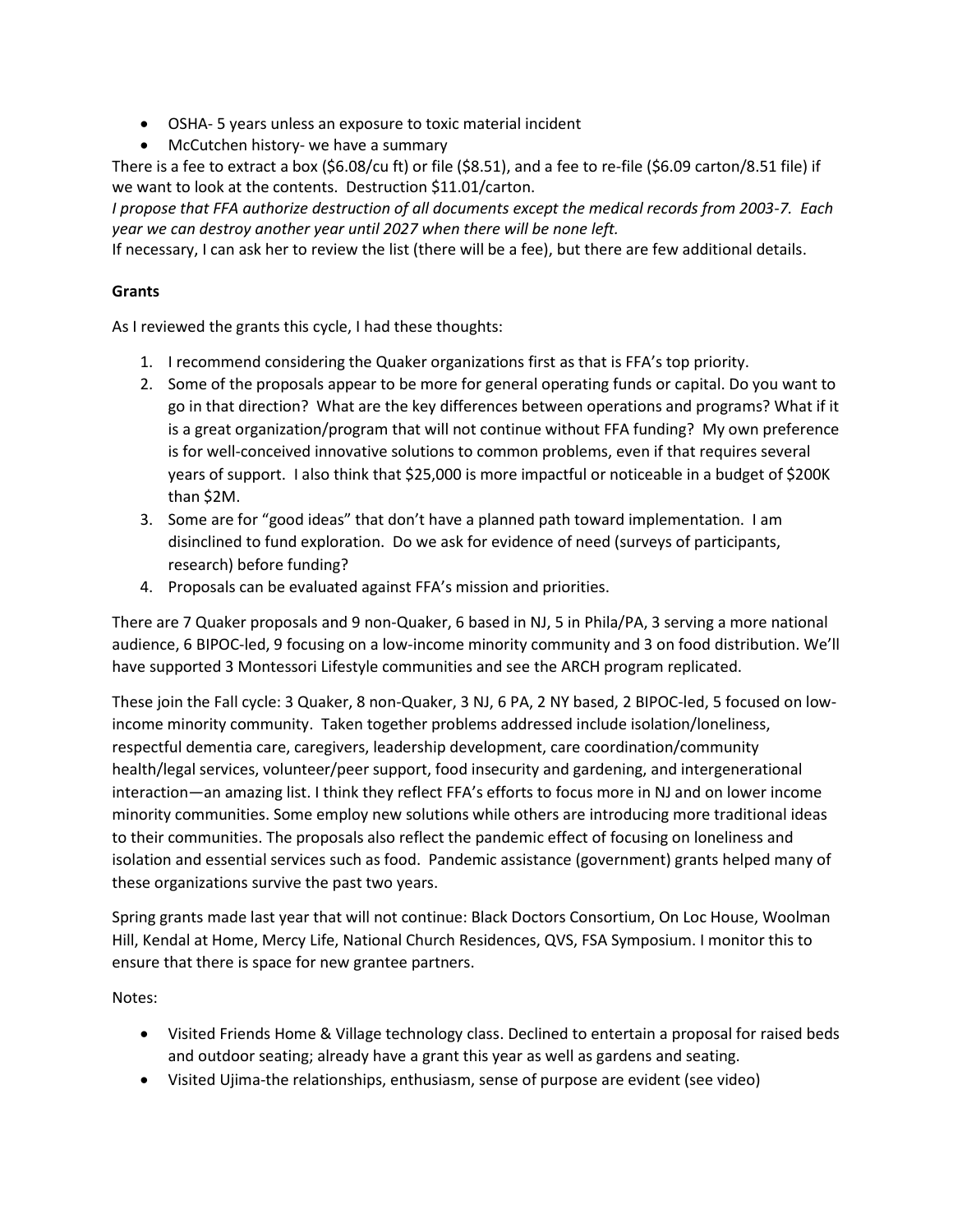- OSHA- 5 years unless an exposure to toxic material incident
- McCutchen history- we have a summary

There is a fee to extract a box ($6.08/cu ft) or file ($8.51), and a fee to re-file ($6.09 carton/8.51 file) if we want to look at the contents. Destruction $11.01/carton.

*I propose that FFA authorize destruction of all documents except the medical records from 2003-7. Each year we can destroy another year until 2027 when there will be none left.*

If necessary, I can ask her to review the list (there will be a fee), but there are few additional details.

**Grants**

As I reviewed the grants this cycle, I had these thoughts:

1. I recommend considering the Quaker organizations first as that is FFA's top priority.
2. Some of the proposals appear to be more for general operating funds or capital. Do you want to go in that direction? What are the key differences between operations and programs? What if it is a great organization/program that will not continue without FFA funding? My own preference is for well-conceived innovative solutions to common problems, even if that requires several years of support. I also think that $25,000 is more impactful or noticeable in a budget of $200K than $2M.
3. Some are for "good ideas" that don't have a planned path toward implementation. I am disinclined to fund exploration. Do we ask for evidence of need (surveys of participants, research) before funding?
4. Proposals can be evaluated against FFA's mission and priorities.

There are 7 Quaker proposals and 9 non-Quaker, 6 based in NJ, 5 in Phila/PA, 3 serving a more national audience, 6 BIPOC-led, 9 focusing on a low-income minority community and 3 on food distribution. We'll have supported 3 Montessori Lifestyle communities and see the ARCH program replicated.

These join the Fall cycle: 3 Quaker, 8 non-Quaker, 3 NJ, 6 PA, 2 NY based, 2 BIPOC-led, 5 focused on low-income minority community. Taken together problems addressed include isolation/loneliness, respectful dementia care, caregivers, leadership development, care coordination/community health/legal services, volunteer/peer support, food insecurity and gardening, and intergenerational interaction—an amazing list. I think they reflect FFA's efforts to focus more in NJ and on lower income minority communities. Some employ new solutions while others are introducing more traditional ideas to their communities. The proposals also reflect the pandemic effect of focusing on loneliness and isolation and essential services such as food. Pandemic assistance (government) grants helped many of these organizations survive the past two years.

Spring grants made last year that will not continue: Black Doctors Consortium, On Loc House, Woolman Hill, Kendal at Home, Mercy Life, National Church Residences, QVS, FSA Symposium. I monitor this to ensure that there is space for new grantee partners.

Notes:

- Visited Friends Home & Village technology class. Declined to entertain a proposal for raised beds and outdoor seating; already have a grant this year as well as gardens and seating.
- Visited Ujima-the relationships, enthusiasm, sense of purpose are evident (see video)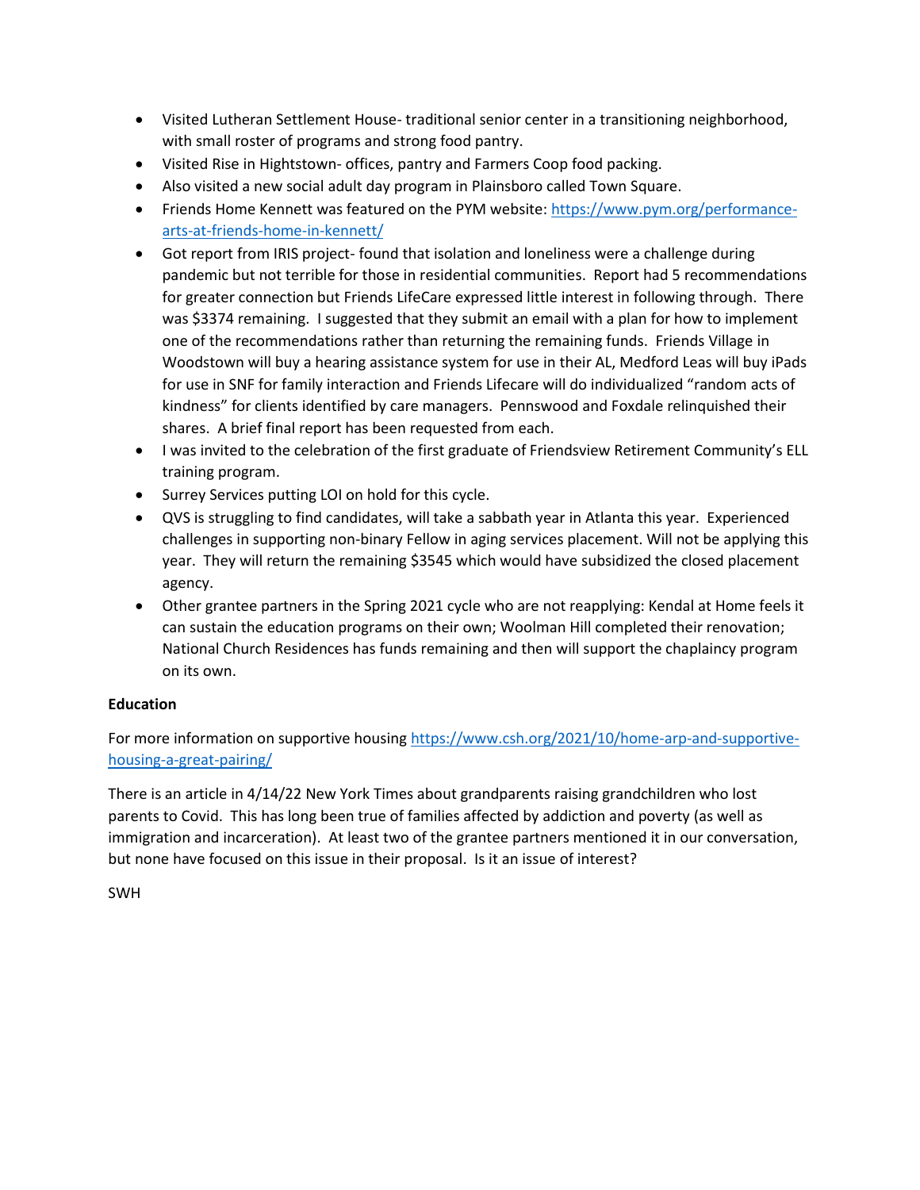- Visited Lutheran Settlement House- traditional senior center in a transitioning neighborhood, with small roster of programs and strong food pantry.
- Visited Rise in Hightstown- offices, pantry and Farmers Coop food packing.
- Also visited a new social adult day program in Plainsboro called Town Square.
- Friends Home Kennett was featured on the PYM website: [https://www.pym.org/performance-arts-at-friends-home-in-kennett/](https://www.pym.org/performance-arts-at-friends-home-in-kennett/)
- Got report from IRIS project- found that isolation and loneliness were a challenge during pandemic but not terrible for those in residential communities. Report had 5 recommendations for greater connection but Friends LifeCare expressed little interest in following through. There was $3374 remaining. I suggested that they submit an email with a plan for how to implement one of the recommendations rather than returning the remaining funds. Friends Village in Woodstown will buy a hearing assistance system for use in their AL, Medford Leas will buy iPads for use in SNF for family interaction and Friends Lifecare will do individualized "random acts of kindness" for clients identified by care managers. Pennswood and Foxdale relinquished their shares. A brief final report has been requested from each.
- I was invited to the celebration of the first graduate of Friendsview Retirement Community's ELL training program.
- Surrey Services putting LOI on hold for this cycle.
- QVS is struggling to find candidates, will take a sabbath year in Atlanta this year. Experienced challenges in supporting non-binary Fellow in aging services placement. Will not be applying this year. They will return the remaining $3545 which would have subsidized the closed placement agency.
- Other grantee partners in the Spring 2021 cycle who are not reapplying: Kendal at Home feels it can sustain the education programs on their own; Woolman Hill completed their renovation; National Church Residences has funds remaining and then will support the chaplaincy program on its own.

**Education**

For more information on supportive housing [https://www.csh.org/2021/10/home-arp-and-supportive-housing-a-great-pairing/](https://www.csh.org/2021/10/home-arp-and-supportive-housing-a-great-pairing/)

There is an article in 4/14/22 New York Times about grandparents raising grandchildren who lost parents to Covid. This has long been true of families affected by addiction and poverty (as well as immigration and incarceration). At least two of the grantee partners mentioned it in our conversation, but none have focused on this issue in their proposal. Is it an issue of interest?

SWH